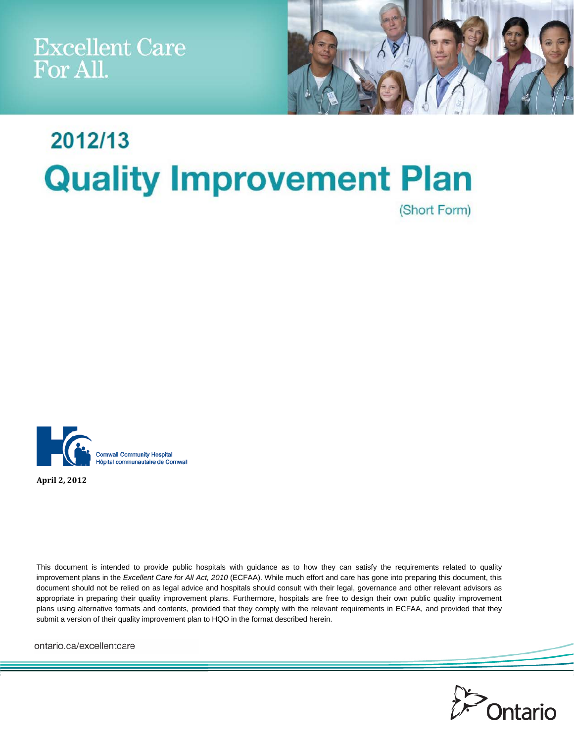Excellent Care For All.

# 2012/13

# Quality Improvement Plan

(Short Form)

Cornwall Community Hospital
Hôpital communautaire de Cornwall

**April 2, 2012**

This document is intended to provide public hospitals with guidance as to how they can satisfy the requirements related to quality improvement plans in the *Excellent Care for All Act, 2010* (ECFAA). While much effort and care has gone into preparing this document, this document should not be relied on as legal advice and hospitals should consult with their legal, governance and other relevant advisors as appropriate in preparing their quality improvement plans. Furthermore, hospitals are free to design their own public quality improvement plans using alternative formats and contents, provided that they comply with the relevant requirements in ECFAA, and provided that they submit a version of their quality improvement plan to HQO in the format described herein.

ontario.ca/excellentcare

Ontario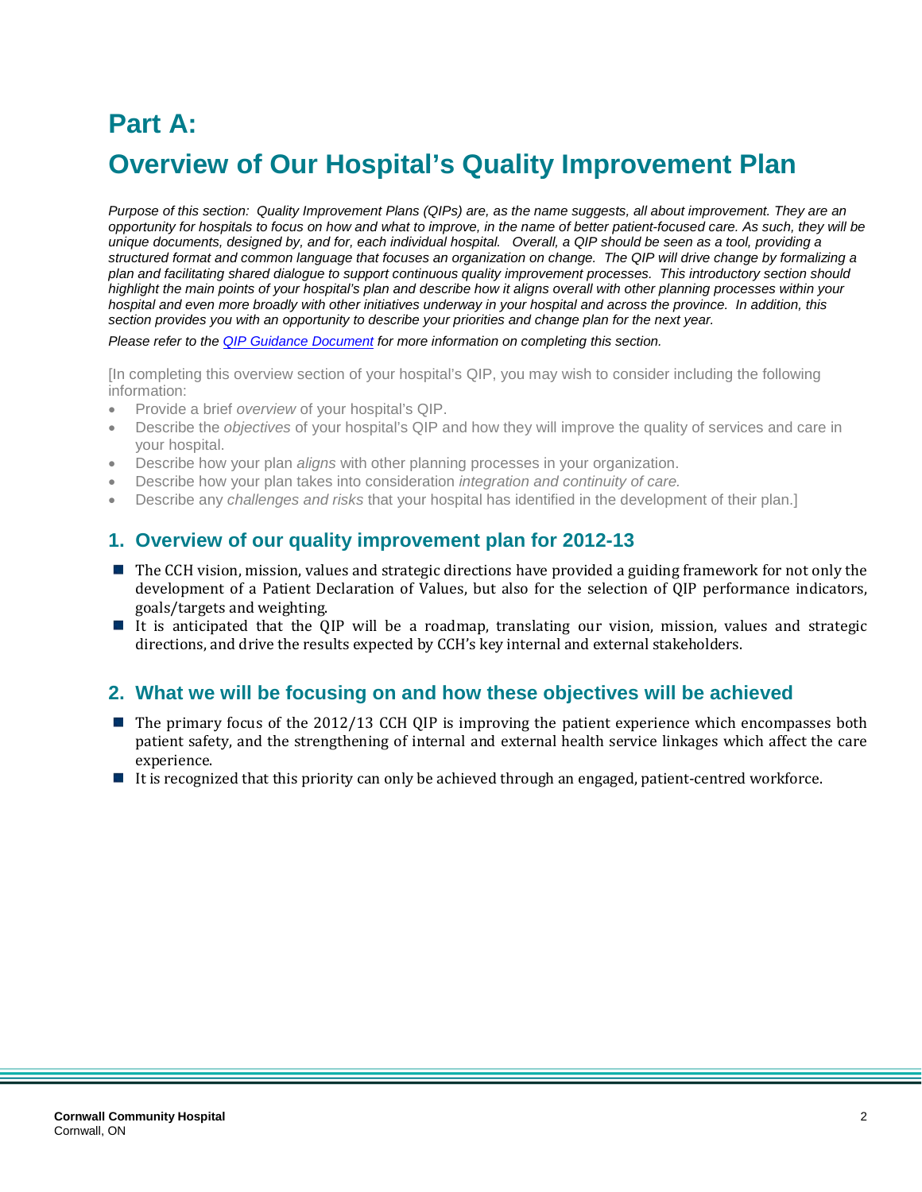# Part A:

# Overview of Our Hospital's Quality Improvement Plan

*Purpose of this section: Quality Improvement Plans (QIPs) are, as the name suggests, all about improvement. They are an opportunity for hospitals to focus on how and what to improve, in the name of better patient-focused care. As such, they will be unique documents, designed by, and for, each individual hospital. Overall, a QIP should be seen as a tool, providing a structured format and common language that focuses an organization on change. The QIP will drive change by formalizing a plan and facilitating shared dialogue to support continuous quality improvement processes. This introductory section should highlight the main points of your hospital's plan and describe how it aligns overall with other planning processes within your hospital and even more broadly with other initiatives underway in your hospital and across the province. In addition, this section provides you with an opportunity to describe your priorities and change plan for the next year.*

*Please refer to the QIP Guidance Document for more information on completing this section.*

[In completing this overview section of your hospital's QIP, you may wish to consider including the following information:

- Provide a brief *overview* of your hospital's QIP.
- Describe the *objectives* of your hospital's QIP and how they will improve the quality of services and care in your hospital.
- Describe how your plan *aligns* with other planning processes in your organization.
- Describe how your plan takes into consideration *integration and continuity of care.*
- Describe any *challenges and risks* that your hospital has identified in the development of their plan.]

## 1. Overview of our quality improvement plan for 2012-13

- The CCH vision, mission, values and strategic directions have provided a guiding framework for not only the development of a Patient Declaration of Values, but also for the selection of QIP performance indicators, goals/targets and weighting.
- It is anticipated that the QIP will be a roadmap, translating our vision, mission, values and strategic directions, and drive the results expected by CCH's key internal and external stakeholders.

## 2. What we will be focusing on and how these objectives will be achieved

- The primary focus of the 2012/13 CCH QIP is improving the patient experience which encompasses both patient safety, and the strengthening of internal and external health service linkages which affect the care experience.
- It is recognized that this priority can only be achieved through an engaged, patient-centred workforce.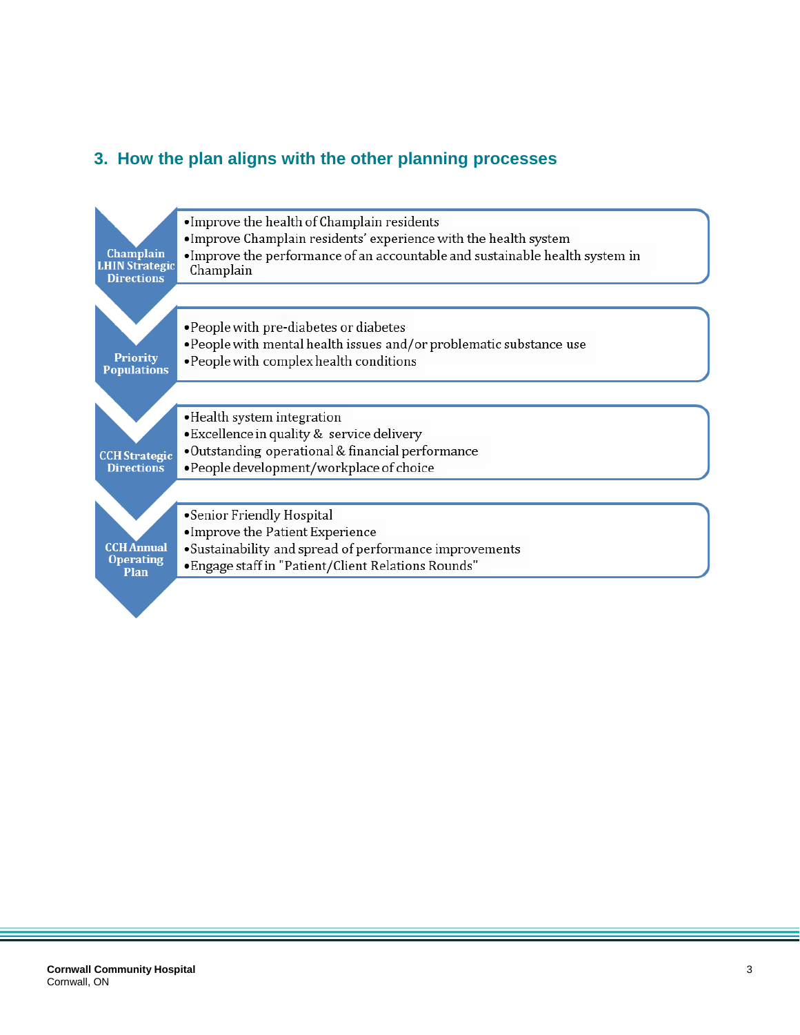## 3. How the plan aligns with the other planning processes

**Champlain LHIN Strategic Directions**

- Improve the health of Champlain residents
- Improve Champlain residents' experience with the health system
- Improve the performance of an accountable and sustainable health system in Champlain

**Priority Populations**

- People with pre-diabetes or diabetes
- People with mental health issues and/or problematic substance use
- People with complex health conditions

**CCH Strategic Directions**

- Health system integration
- Excellence in quality & service delivery
- Outstanding operational & financial performance
- People development/workplace of choice

**CCH Annual Operating Plan**

- Senior Friendly Hospital
- Improve the Patient Experience
- Sustainability and spread of performance improvements
- Engage staff in "Patient/Client Relations Rounds"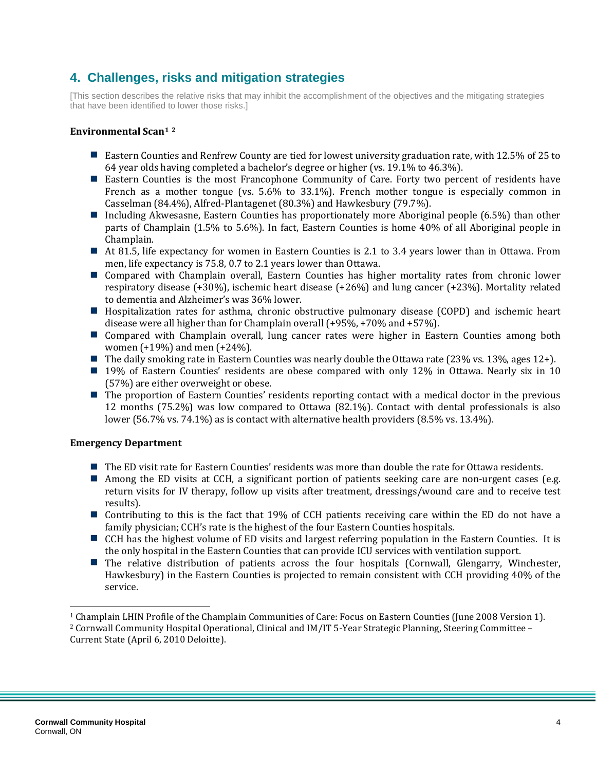## 4. Challenges, risks and mitigation strategies

[This section describes the relative risks that may inhibit the accomplishment of the objectives and the mitigating strategies that have been identified to lower those risks.]

**Environmental Scan**[1 2]

- Eastern Counties and Renfrew County are tied for lowest university graduation rate, with 12.5% of 25 to 64 year olds having completed a bachelor's degree or higher (vs. 19.1% to 46.3%).
- Eastern Counties is the most Francophone Community of Care. Forty two percent of residents have French as a mother tongue (vs. 5.6% to 33.1%). French mother tongue is especially common in Casselman (84.4%), Alfred-Plantagenet (80.3%) and Hawkesbury (79.7%).
- Including Akwesasne, Eastern Counties has proportionately more Aboriginal people (6.5%) than other parts of Champlain (1.5% to 5.6%). In fact, Eastern Counties is home 40% of all Aboriginal people in Champlain.
- At 81.5, life expectancy for women in Eastern Counties is 2.1 to 3.4 years lower than in Ottawa. From men, life expectancy is 75.8, 0.7 to 2.1 years lower than Ottawa.
- Compared with Champlain overall, Eastern Counties has higher mortality rates from chronic lower respiratory disease (+30%), ischemic heart disease (+26%) and lung cancer (+23%). Mortality related to dementia and Alzheimer's was 36% lower.
- Hospitalization rates for asthma, chronic obstructive pulmonary disease (COPD) and ischemic heart disease were all higher than for Champlain overall (+95%, +70% and +57%).
- Compared with Champlain overall, lung cancer rates were higher in Eastern Counties among both women (+19%) and men (+24%).
- The daily smoking rate in Eastern Counties was nearly double the Ottawa rate (23% vs. 13%, ages 12+).
- 19% of Eastern Counties' residents are obese compared with only 12% in Ottawa. Nearly six in 10 (57%) are either overweight or obese.
- The proportion of Eastern Counties' residents reporting contact with a medical doctor in the previous 12 months (75.2%) was low compared to Ottawa (82.1%). Contact with dental professionals is also lower (56.7% vs. 74.1%) as is contact with alternative health providers (8.5% vs. 13.4%).

**Emergency Department**

- The ED visit rate for Eastern Counties' residents was more than double the rate for Ottawa residents.
- Among the ED visits at CCH, a significant portion of patients seeking care are non-urgent cases (e.g. return visits for IV therapy, follow up visits after treatment, dressings/wound care and to receive test results).
- Contributing to this is the fact that 19% of CCH patients receiving care within the ED do not have a family physician; CCH's rate is the highest of the four Eastern Counties hospitals.
- CCH has the highest volume of ED visits and largest referring population in the Eastern Counties. It is the only hospital in the Eastern Counties that can provide ICU services with ventilation support.
- The relative distribution of patients across the four hospitals (Cornwall, Glengarry, Winchester, Hawkesbury) in the Eastern Counties is projected to remain consistent with CCH providing 40% of the service.

---

[1] Champlain LHIN Profile of the Champlain Communities of Care: Focus on Eastern Counties (June 2008 Version 1).

[2] Cornwall Community Hospital Operational, Clinical and IM/IT 5-Year Strategic Planning, Steering Committee – Current State (April 6, 2010 Deloitte).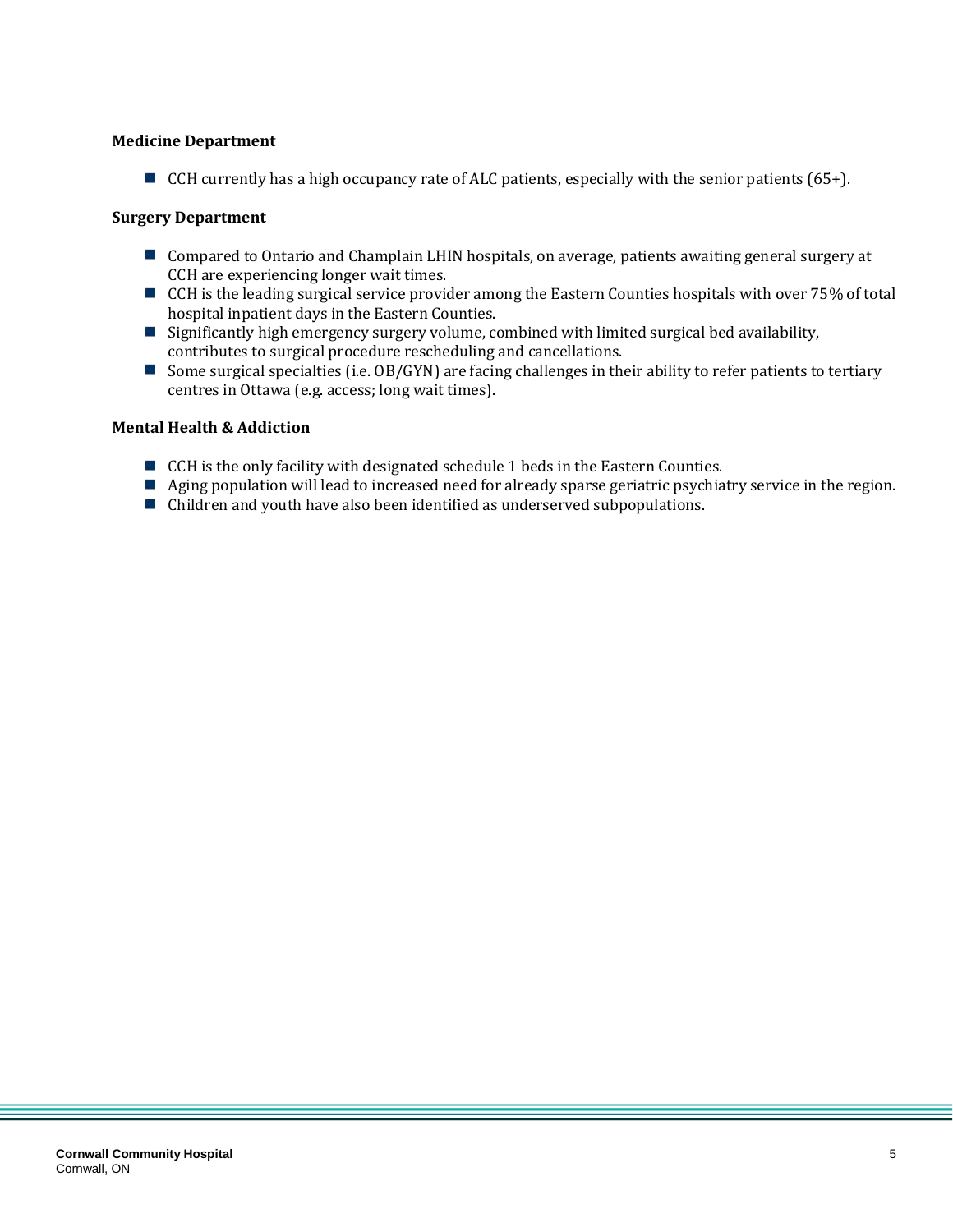**Medicine Department**

- CCH currently has a high occupancy rate of ALC patients, especially with the senior patients (65+).

**Surgery Department**

- Compared to Ontario and Champlain LHIN hospitals, on average, patients awaiting general surgery at CCH are experiencing longer wait times.
- CCH is the leading surgical service provider among the Eastern Counties hospitals with over 75% of total hospital inpatient days in the Eastern Counties.
- Significantly high emergency surgery volume, combined with limited surgical bed availability, contributes to surgical procedure rescheduling and cancellations.
- Some surgical specialties (i.e. OB/GYN) are facing challenges in their ability to refer patients to tertiary centres in Ottawa (e.g. access; long wait times).

**Mental Health & Addiction**

- CCH is the only facility with designated schedule 1 beds in the Eastern Counties.
- Aging population will lead to increased need for already sparse geriatric psychiatry service in the region.
- Children and youth have also been identified as underserved subpopulations.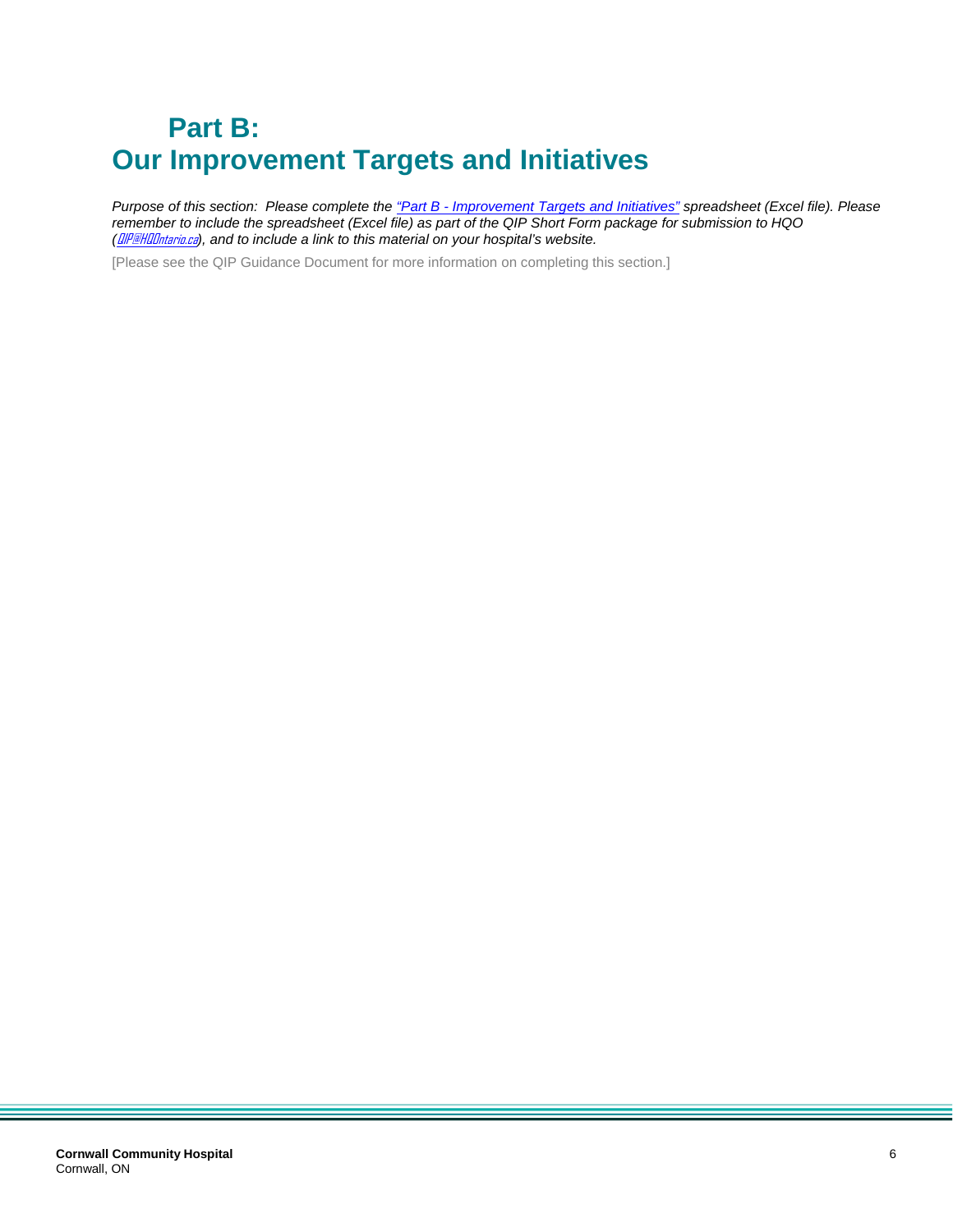# Part B:
# Our Improvement Targets and Initiatives

*Purpose of this section: Please complete the "Part B - Improvement Targets and Initiatives" spreadsheet (Excel file). Please remember to include the spreadsheet (Excel file) as part of the QIP Short Form package for submission to HQO (QIP@HQOntario.ca), and to include a link to this material on your hospital's website.*

[Please see the QIP Guidance Document for more information on completing this section.]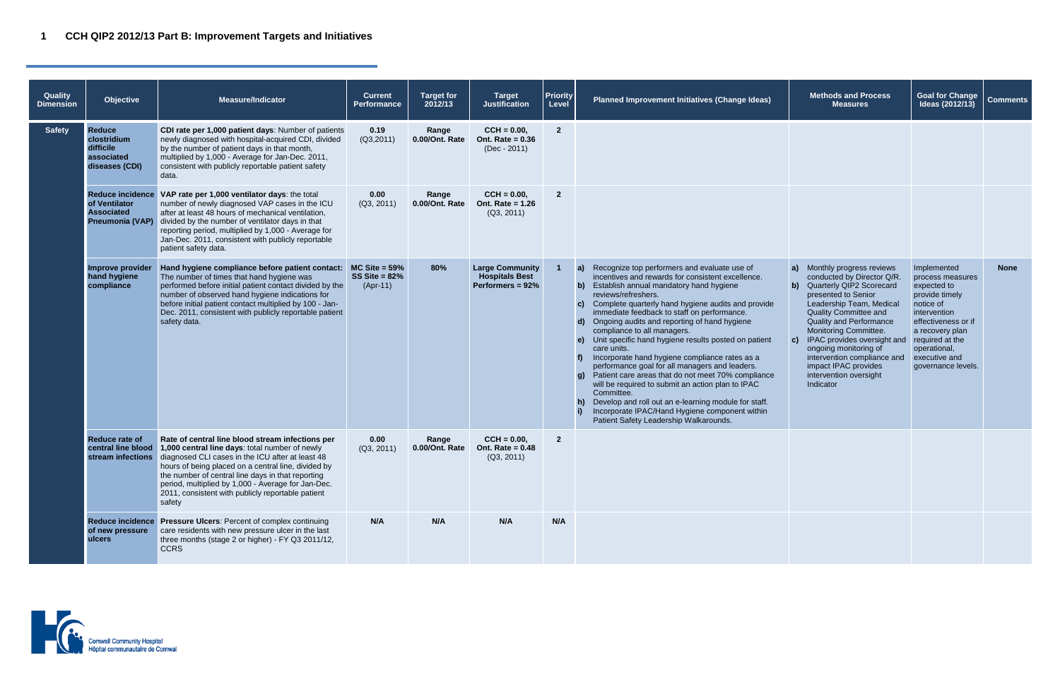# 1 CCH QIP2 2012/13 Part B: Improvement Targets and Initiatives

| Quality Dimension | Objective | Measure/Indicator | Current Performance | Target for 2012/13 | Target Justification | Priority Level | Planned Improvement Initiatives (Change Ideas) | Methods and Process Measures | Goal for Change Ideas (2012/13) | Comments |
|---|---|---|---|---|---|---|---|---|---|---|
| **Safety** | **Reduce clostridium difficile associated diseases (CDI)** | **CDI rate per 1,000 patient days**: Number of patients newly diagnosed with hospital-acquired CDI, divided by the number of patient days in that month, multiplied by 1,000 - Average for Jan-Dec. 2011, consistent with publicly reportable patient safety data. | **0.19** (Q3,2011) | **Range 0.00/Ont. Rate** | **CCH = 0.00, Ont. Rate = 0.36** (Dec - 2011) | **2** | | | | |
| | **Reduce incidence of Ventilator Associated Pneumonia (VAP)** | **VAP rate per 1,000 ventilator days**: the total number of newly diagnosed VAP cases in the ICU after at least 48 hours of mechanical ventilation, divided by the number of ventilator days in that reporting period, multiplied by 1,000 - Average for Jan-Dec. 2011, consistent with publicly reportable patient safety data. | **0.00** (Q3, 2011) | **Range 0.00/Ont. Rate** | **CCH = 0.00, Ont. Rate = 1.26** (Q3, 2011) | **2** | | | | |
| | **Improve provider hand hygiene compliance** | **Hand hygiene compliance before patient contact:** The number of times that hand hygiene was performed before initial patient contact divided by the number of observed hand hygiene indications for before initial patient contact multiplied by 100 - Jan-Dec. 2011, consistent with publicly reportable patient safety data. | **MC Site = 59% SS Site = 82%** (Apr-11) | **80%** | **Large Community Hospitals Best Performers = 92%** | **1** | **a)** Recognize top performers and evaluate use of incentives and rewards for consistent excellence.<br>**b)** Establish annual mandatory hand hygiene reviews/refreshers.<br>**c)** Complete quarterly hand hygiene audits and provide immediate feedback to staff on performance.<br>**d)** Ongoing audits and reporting of hand hygiene compliance to all managers.<br>**e)** Unit specific hand hygiene results posted on patient care units.<br>**f)** Incorporate hand hygiene compliance rates as a performance goal for all managers and leaders.<br>**g)** Patient care areas that do not meet 70% compliance will be required to submit an action plan to IPAC Committee.<br>**h)** Develop and roll out an e-learning module for staff.<br>**i)** Incorporate IPAC/Hand Hygiene component within Patient Safety Leadership Walkarounds. | **a)** Monthly progress reviews conducted by Director Q/R.<br>**b)** Quarterly QIP2 Scorecard presented to Senior Leadership Team, Medical Quality Committee and Quality and Performance Monitoring Committee.<br>**c)** IPAC provides oversight and ongoing monitoring of intervention compliance and impact IPAC provides intervention oversight Indicator | Implemented process measures expected to provide timely notice of intervention effectiveness or if a recovery plan required at the operational, executive and governance levels. | **None** |
| | **Reduce rate of central line blood stream infections** | **Rate of central line blood stream infections per 1,000 central line days**: total number of newly diagnosed CLI cases in the ICU after at least 48 hours of being placed on a central line, divided by the number of central line days in that reporting period, multiplied by 1,000 - Average for Jan-Dec. 2011, consistent with publicly reportable patient safety | **0.00** (Q3, 2011) | **Range 0.00/Ont. Rate** | **CCH = 0.00, Ont. Rate = 0.48** (Q3, 2011) | **2** | | | | |
| | **Reduce incidence of new pressure ulcers** | **Pressure Ulcers**: Percent of complex continuing care residents with new pressure ulcer in the last three months (stage 2 or higher) - FY Q3 2011/12, CCRS | **N/A** | **N/A** | **N/A** | **N/A** | | | | |

Cornwall Community Hospital
Hôpital communautaire de Cornwall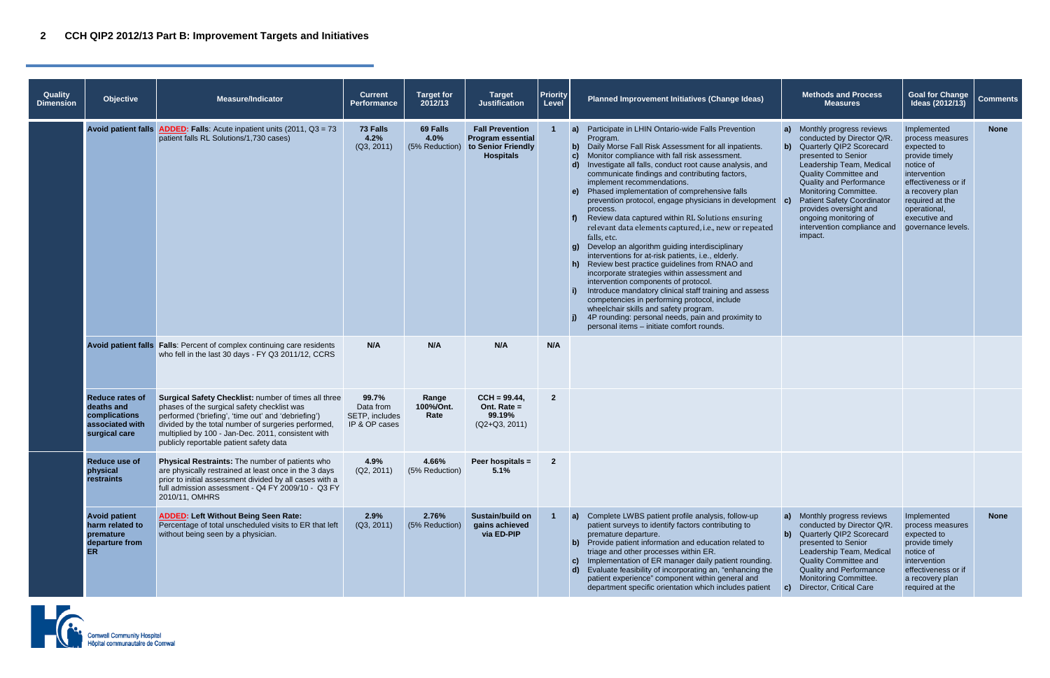## 2 CCH QIP2 2012/13 Part B: Improvement Targets and Initiatives

| Quality Dimension | Objective | Measure/Indicator | Current Performance | Target for 2012/13 | Target Justification | Priority Level | Planned Improvement Initiatives (Change Ideas) | Methods and Process Measures | Goal for Change Ideas (2012/13) | Comments |
|---|---|---|---|---|---|---|---|---|---|---|
| | **Avoid patient falls** | **ADDED: Falls**: Acute inpatient units (2011, Q3 = 73 patient falls RL Solutions/1,730 cases) | **73 Falls 4.2%** (Q3, 2011) | **69 Falls 4.0%** (5% Reduction) | **Fall Prevention Program essential to Senior Friendly Hospitals** | **1** | **a)** Participate in LHIN Ontario-wide Falls Prevention Program. **b)** Daily Morse Fall Risk Assessment for all inpatients. **c)** Monitor compliance with fall risk assessment. **d)** Investigate all falls, conduct root cause analysis, and communicate findings and contributing factors, implement recommendations. **e)** Phased implementation of comprehensive falls prevention protocol, engage physicians in development process. **f)** Review data captured within RL Solutions ensuring relevant data elements captured, i.e., new or repeated falls, etc. **g)** Develop an algorithm guiding interdisciplinary interventions for at-risk patients, i.e., elderly. **h)** Review best practice guidelines from RNAO and incorporate strategies within assessment and intervention components of protocol. **i)** Introduce mandatory clinical staff training and assess competencies in performing protocol, include wheelchair skills and safety program. **j)** 4P rounding: personal needs, pain and proximity to personal items – initiate comfort rounds. | **a)** Monthly progress reviews conducted by Director Q/R. **b)** Quarterly QIP2 Scorecard presented to Senior Leadership Team, Medical Quality Committee and Quality and Performance Monitoring Committee. **c)** Patient Safety Coordinator provides oversight and ongoing monitoring of intervention compliance and impact. | Implemented process measures expected to provide timely notice of intervention effectiveness or if a recovery plan required at the operational, executive and governance levels. | **None** |
| | **Avoid patient falls** | **Falls**: Percent of complex continuing care residents who fell in the last 30 days - FY Q3 2011/12, CCRS | **N/A** | **N/A** | **N/A** | **N/A** | | | | |
| | **Reduce rates of deaths and complications associated with surgical care** | **Surgical Safety Checklist:** number of times all three phases of the surgical safety checklist was performed ('briefing', 'time out' and 'debriefing') divided by the total number of surgeries performed, multiplied by 100 - Jan-Dec. 2011, consistent with publicly reportable patient safety data | **99.7%** Data from SETP, includes IP & OP cases | **Range 100%/Ont. Rate** | **CCH = 99.44, Ont. Rate = 99.19%** (Q2+Q3, 2011) | **2** | | | | |
| | **Reduce use of physical restraints** | **Physical Restraints:** The number of patients who are physically restrained at least once in the 3 days prior to initial assessment divided by all cases with a full admission assessment - Q4 FY 2009/10 - Q3 FY 2010/11, OMHRS | **4.9%** (Q2, 2011) | **4.66%** (5% Reduction) | **Peer hospitals = 5.1%** | **2** | | | | |
| | **Avoid patient harm related to premature departure from ER** | **ADDED: Left Without Being Seen Rate:** Percentage of total unscheduled visits to ER that left without being seen by a physician. | **2.9%** (Q3, 2011) | **2.76%** (5% Reduction) | **Sustain/build on gains achieved via ED-PIP** | **1** | **a)** Complete LWBS patient profile analysis, follow-up patient surveys to identify factors contributing to premature departure. **b)** Provide patient information and education related to triage and other processes within ER. **c)** Implementation of ER manager daily patient rounding. **d)** Evaluate feasibility of incorporating an, "enhancing the patient experience" component within general and department specific orientation which includes patient | **a)** Monthly progress reviews conducted by Director Q/R. **b)** Quarterly QIP2 Scorecard presented to Senior Leadership Team, Medical Quality Committee and Quality and Performance Monitoring Committee. **c)** Director, Critical Care | Implemented process measures expected to provide timely notice of intervention effectiveness or if a recovery plan required at the | **None** |

Cornwall Community Hospital
Hôpital communautaire de Cornwall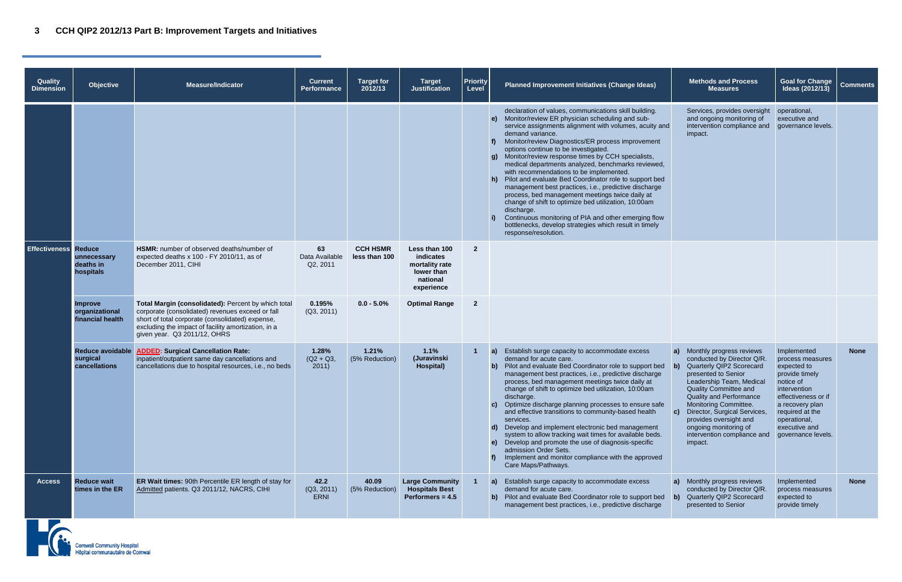## 3 CCH QIP2 2012/13 Part B: Improvement Targets and Initiatives

| Quality Dimension | Objective | Measure/Indicator | Current Performance | Target for 2012/13 | Target Justification | Priority Level | Planned Improvement Initiatives (Change Ideas) | Methods and Process Measures | Goal for Change Ideas (2012/13) | Comments |
|---|---|---|---|---|---|---|---|---|---|---|
| | | | | | | | declaration of values, communications skill building.<br>**e)** Monitor/review ER physician scheduling and sub-service assignments alignment with volumes, acuity and demand variance.<br>**f)** Monitor/review Diagnostics/ER process improvement options continue to be investigated.<br>**g)** Monitor/review response times by CCH specialists, medical departments analyzed, benchmarks reviewed, with recommendations to be implemented.<br>**h)** Pilot and evaluate Bed Coordinator role to support bed management best practices, i.e., predictive discharge process, bed management meetings twice daily at change of shift to optimize bed utilization, 10:00am discharge.<br>**i)** Continuous monitoring of PIA and other emerging flow bottlenecks, develop strategies which result in timely response/resolution. | Services, provides oversight and ongoing monitoring of intervention compliance and impact. | operational, executive and governance levels. | |
| **Effectiveness** | **Reduce unnecessary deaths in hospitals** | **HSMR:** number of observed deaths/number of expected deaths x 100 - FY 2010/11, as of December 2011, CIHI | **63** Data Available Q2, 2011 | **CCH HSMR less than 100** | **Less than 100 indicates mortality rate lower than national experience** | **2** | | | | |
| | **Improve organizational financial health** | **Total Margin (consolidated):** Percent by which total corporate (consolidated) revenues exceed or fall short of total corporate (consolidated) expense, excluding the impact of facility amortization, in a given year. Q3 2011/12, OHRS | **0.195%** (Q3, 2011) | **0.0 - 5.0%** | **Optimal Range** | **2** | | | | |
| | **Reduce avoidable surgical cancellations** | **ADDED: Surgical Cancellation Rate:** inpatient/outpatient same day cancellations and cancellations due to hospital resources, i.e., no beds | **1.28%** (Q2 + Q3, 2011) | **1.21%** (5% Reduction) | **1.1% (Juravinski Hospital)** | **1** | **a)** Establish surge capacity to accommodate excess demand for acute care.<br>**b)** Pilot and evaluate Bed Coordinator role to support bed management best practices, i.e., predictive discharge process, bed management meetings twice daily at change of shift to optimize bed utilization, 10:00am discharge.<br>**c)** Optimize discharge planning processes to ensure safe and effective transitions to community-based health services.<br>**d)** Develop and implement electronic bed management system to allow tracking wait times for available beds.<br>**e)** Develop and promote the use of diagnosis-specific admission Order Sets.<br>**f)** Implement and monitor compliance with the approved Care Maps/Pathways. | **a)** Monthly progress reviews conducted by Director Q/R.<br>**b)** Quarterly QIP2 Scorecard presented to Senior Leadership Team, Medical Quality Committee and Quality and Performance Monitoring Committee.<br>**c)** Director, Surgical Services, provides oversight and ongoing monitoring of intervention compliance and impact. | Implemented process measures expected to provide timely notice of intervention effectiveness or if a recovery plan required at the operational, executive and governance levels. | **None** |
| **Access** | **Reduce wait times in the ER** | **ER Wait times:** 90th Percentile ER length of stay for Admitted patients. Q3 2011/12, NACRS, CIHI | **42.2** (Q3, 2011) ERNI | **40.09** (5% Reduction) | **Large Community Hospitals Best Performers = 4.5** | **1** | **a)** Establish surge capacity to accommodate excess demand for acute care.<br>**b)** Pilot and evaluate Bed Coordinator role to support bed management best practices, i.e., predictive discharge | **a)** Monthly progress reviews conducted by Director Q/R.<br>**b)** Quarterly QIP2 Scorecard presented to Senior | Implemented process measures expected to provide timely | **None** |

Cornwall Community Hospital
Hôpital communautaire de Cornwall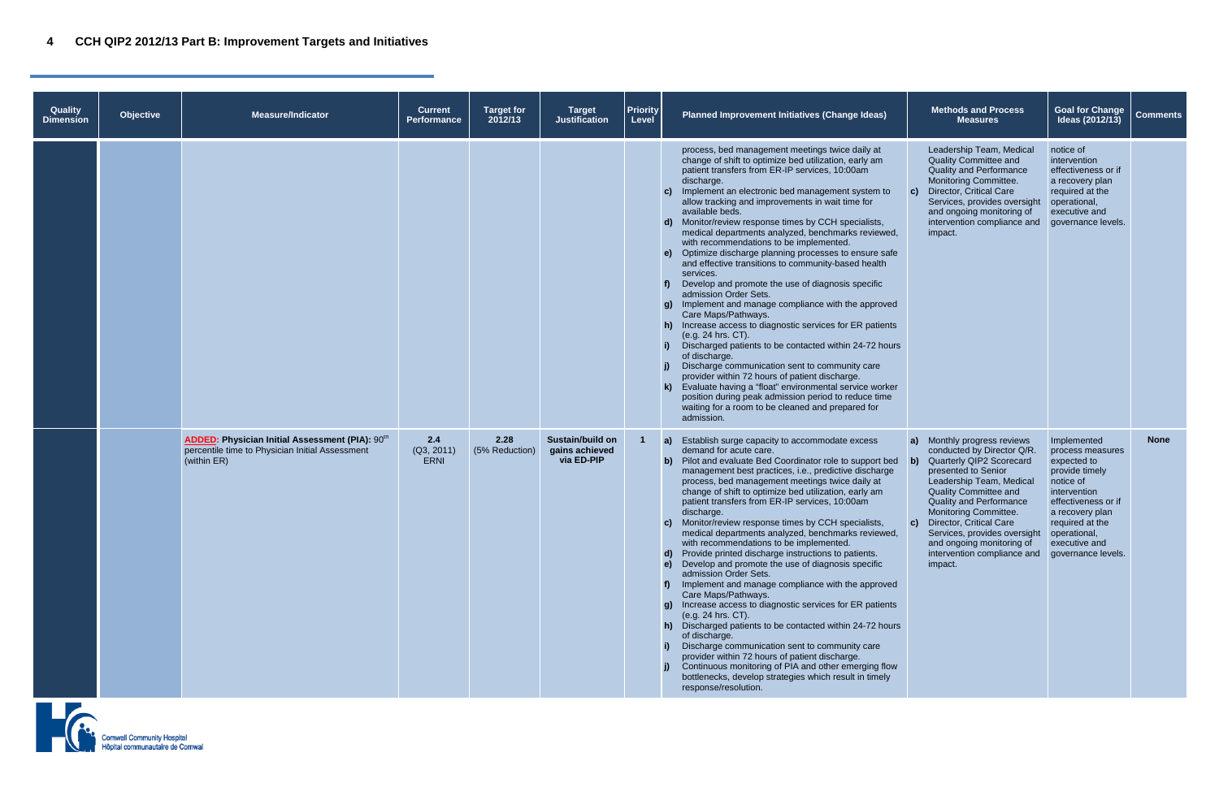## 4 CCH QIP2 2012/13 Part B: Improvement Targets and Initiatives

| Quality Dimension | Objective | Measure/Indicator | Current Performance | Target for 2012/13 | Target Justification | Priority Level | Planned Improvement Initiatives (Change Ideas) | Methods and Process Measures | Goal for Change Ideas (2012/13) | Comments |
|---|---|---|---|---|---|---|---|---|---|---|
| | | | | | | | process, bed management meetings twice daily at change of shift to optimize bed utilization, early am patient transfers from ER-IP services, 10:00am discharge.<br>**c)** Implement an electronic bed management system to allow tracking and improvements in wait time for available beds.<br>**d)** Monitor/review response times by CCH specialists, medical departments analyzed, benchmarks reviewed, with recommendations to be implemented.<br>**e)** Optimize discharge planning processes to ensure safe and effective transitions to community-based health services.<br>**f)** Develop and promote the use of diagnosis specific admission Order Sets.<br>**g)** Implement and manage compliance with the approved Care Maps/Pathways.<br>**h)** Increase access to diagnostic services for ER patients (e.g. 24 hrs. CT).<br>**i)** Discharged patients to be contacted within 24-72 hours of discharge.<br>**j)** Discharge communication sent to community care provider within 72 hours of patient discharge.<br>**k)** Evaluate having a "float" environmental service worker position during peak admission period to reduce time waiting for a room to be cleaned and prepared for admission. | Leadership Team, Medical Quality Committee and Quality and Performance Monitoring Committee.<br>**c)** Director, Critical Care Services, provides oversight and ongoing monitoring of intervention compliance and impact. | notice of intervention effectiveness or if a recovery plan required at the operational, executive and governance levels. | |
| | | **ADDED: Physician Initial Assessment (PIA):** 90th percentile time to Physician Initial Assessment (within ER) | **2.4** (Q3, 2011) ERNI | **2.28** (5% Reduction) | **Sustain/build on gains achieved via ED-PIP** | **1** | **a)** Establish surge capacity to accommodate excess demand for acute care.<br>**b)** Pilot and evaluate Bed Coordinator role to support bed management best practices, i.e., predictive discharge process, bed management meetings twice daily at change of shift to optimize bed utilization, early am patient transfers from ER-IP services, 10:00am discharge.<br>**c)** Monitor/review response times by CCH specialists, medical departments analyzed, benchmarks reviewed, with recommendations to be implemented.<br>**d)** Provide printed discharge instructions to patients.<br>**e)** Develop and promote the use of diagnosis specific admission Order Sets.<br>**f)** Implement and manage compliance with the approved Care Maps/Pathways.<br>**g)** Increase access to diagnostic services for ER patients (e.g. 24 hrs. CT).<br>**h)** Discharged patients to be contacted within 24-72 hours of discharge.<br>**i)** Discharge communication sent to community care provider within 72 hours of patient discharge.<br>**j)** Continuous monitoring of PIA and other emerging flow bottlenecks, develop strategies which result in timely response/resolution. | **a)** Monthly progress reviews conducted by Director Q/R.<br>**b)** Quarterly QIP2 Scorecard presented to Senior Leadership Team, Medical Quality Committee and Quality and Performance Monitoring Committee.<br>**c)** Director, Critical Care Services, provides oversight and ongoing monitoring of intervention compliance and impact. | Implemented process measures expected to provide timely notice of intervention effectiveness or if a recovery plan required at the operational, executive and governance levels. | **None** |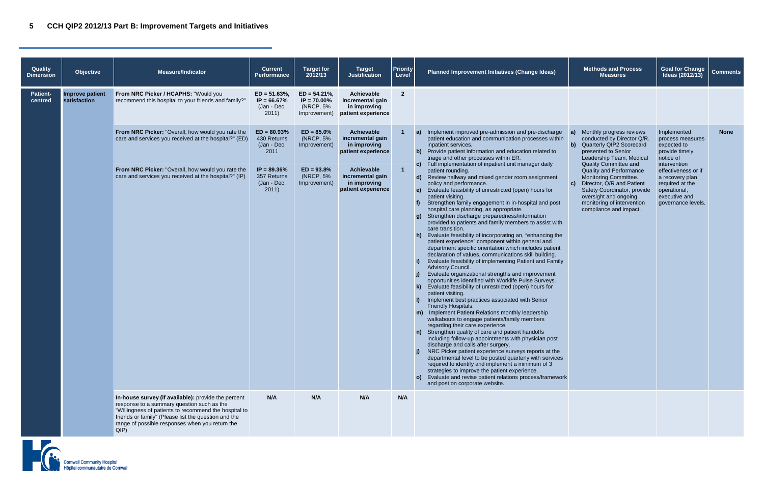## 5 CCH QIP2 2012/13 Part B: Improvement Targets and Initiatives

| Quality Dimension | Objective | Measure/Indicator | Current Performance | Target for 2012/13 | Target Justification | Priority Level | Planned Improvement Initiatives (Change Ideas) | Methods and Process Measures | Goal for Change Ideas (2012/13) | Comments |
|---|---|---|---|---|---|---|---|---|---|---|
| **Patient-centred** | **Improve patient satisfaction** | **From NRC Picker / HCAPHS:** "Would you recommend this hospital to your friends and family?" | **ED = 51.63%, IP = 66.67%** (Jan - Dec, 2011) | **ED = 54.21%, IP = 70.00%** (NRCP, 5% Improvement) | **Achievable incremental gain in improving patient experience** | **2** | | | | |
| | | **From NRC Picker:** "Overall, how would you rate the care and services you received at the hospital?" (ED) | **ED = 80.93%** 430 Returns (Jan - Dec, 2011 | **ED = 85.0%** (NRCP, 5% Improvement) | **Achievable incremental gain in improving patient experience** | **1** | **a)** Implement improved pre-admission and pre-discharge patient education and communication processes within inpatient services.<br>**b)** Provide patient information and education related to triage and other processes within ER.<br>**c)** Full implementation of inpatient unit manager daily patient rounding.<br>**d)** Review hallway and mixed gender room assignment policy and performance.<br>**e)** Evaluate feasibility of unrestricted (open) hours for patient visiting.<br>**f)** Strengthen family engagement in in-hospital and post hospital care planning, as appropriate.<br>**g)** Strengthen discharge preparedness/information provided to patients and family members to assist with care transition.<br>**h)** Evaluate feasibility of incorporating an, "enhancing the patient experience" component within general and department specific orientation which includes patient declaration of values, communications skill building.<br>**i)** Evaluate feasibility of implementing Patient and Family Advisory Council.<br>**j)** Evaluate organizational strengths and improvement opportunities identified with Worklife Pulse Surveys.<br>**k)** Evaluate feasibility of unrestricted (open) hours for patient visiting.<br>**l)** Implement best practices associated with Senior Friendly Hospitals.<br>**m)** Implement Patient Relations monthly leadership walkabouts to engage patients/family members regarding their care experience.<br>**n)** Strengthen quality of care and patient handoffs including follow-up appointments with physician post discharge and calls after surgery.<br>**j)** NRC Picker patient experience surveys reports at the departmental level to be posted quarterly with services required to identify and implement a minimum of 3 strategies to improve the patient experience.<br>**o)** Evaluate and revise patient relations process/framework and post on corporate website. | **a)** Monthly progress reviews conducted by Director Q/R.<br>**b)** Quarterly QIP2 Scorecard presented to Senior Leadership Team, Medical Quality Committee and Quality and Performance Monitoring Committee.<br>**c)** Director, Q/R and Patient Safety Coordinator, provide oversight and ongoing monitoring of intervention compliance and impact. | Implemented process measures expected to provide timely notice of intervention effectiveness or if a recovery plan required at the operational, executive and governance levels. | **None** |
| | | **From NRC Picker:** "Overall, how would you rate the care and services you received at the hospital?" (IP) | **IP = 89.36%** 357 Returns (Jan - Dec, 2011) | **ED = 93.8%** (NRCP, 5% Improvement) | **Achievable incremental gain in improving patient experience** | **1** | | | | |
| | | **In-house survey (if available):** provide the percent response to a summary question such as the "Willingness of patients to recommend the hospital to friends or family" (Please list the question and the range of possible responses when you return the QIP) | **N/A** | **N/A** | **N/A** | **N/A** | | | | |

Cornwall Community Hospital
Hôpital communautaire de Cornwall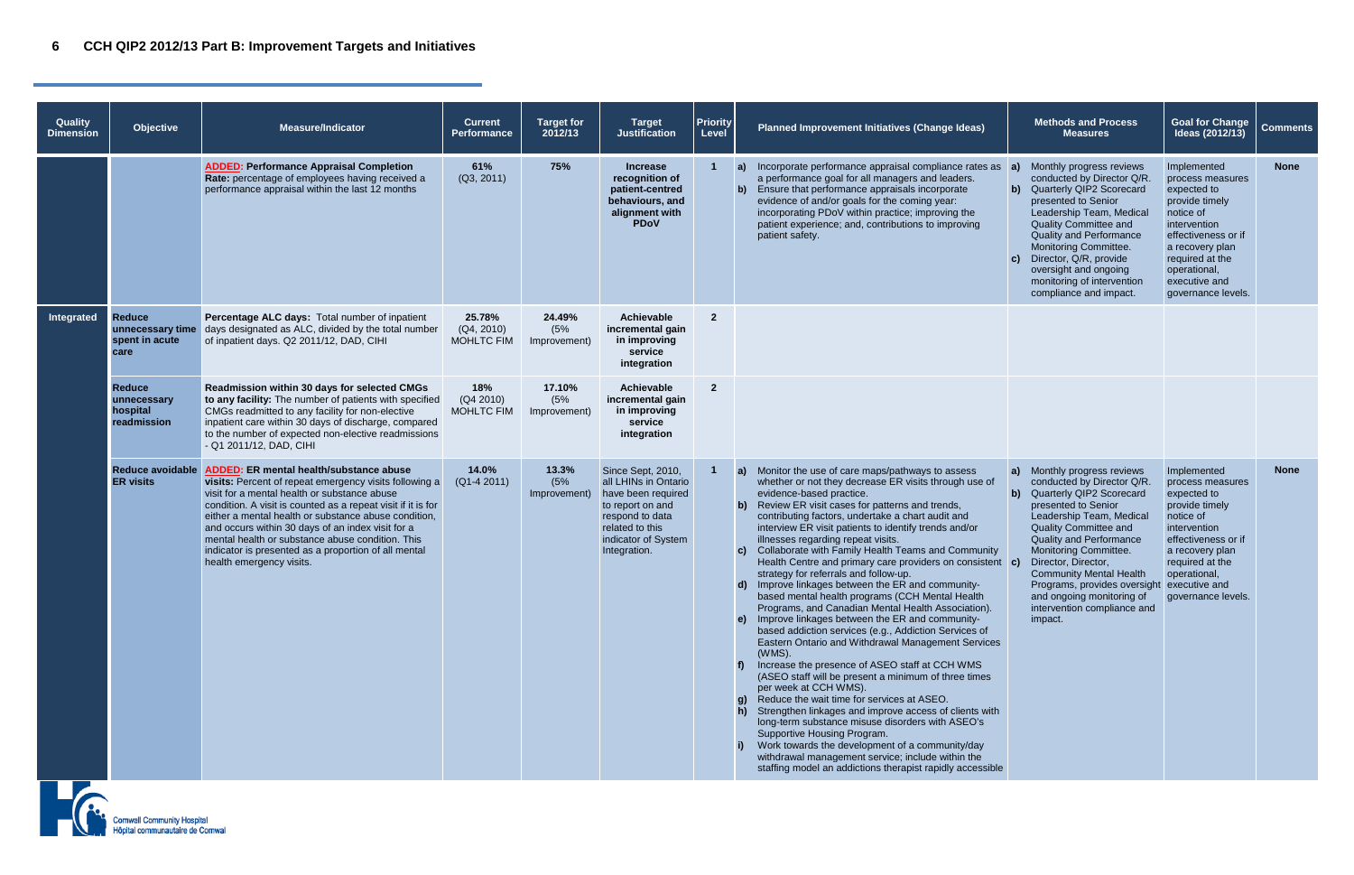# 6 CCH QIP2 2012/13 Part B: Improvement Targets and Initiatives

| Quality Dimension | Objective | Measure/Indicator | Current Performance | Target for 2012/13 | Target Justification | Priority Level | Planned Improvement Initiatives (Change Ideas) | Methods and Process Measures | Goal for Change Ideas (2012/13) | Comments |
|---|---|---|---|---|---|---|---|---|---|---|
| | | **ADDED: Performance Appraisal Completion Rate:** percentage of employees having received a performance appraisal within the last 12 months | **61%** (Q3, 2011) | **75%** | **Increase recognition of patient-centred behaviours, and alignment with PDoV** | **1** | **a)** Incorporate performance appraisal compliance rates as a performance goal for all managers and leaders. **b)** Ensure that performance appraisals incorporate evidence of and/or goals for the coming year: incorporating PDoV within practice; improving the patient experience; and, contributions to improving patient safety. | **a)** Monthly progress reviews conducted by Director Q/R. **b)** Quarterly QIP2 Scorecard presented to Senior Leadership Team, Medical Quality Committee and Quality and Performance Monitoring Committee. **c)** Director, Q/R, provide oversight and ongoing monitoring of intervention compliance and impact. | Implemented process measures expected to provide timely notice of intervention effectiveness or if a recovery plan required at the operational, executive and governance levels. | **None** |
| **Integrated** | **Reduce unnecessary time spent in acute care** | **Percentage ALC days:** Total number of inpatient days designated as ALC, divided by the total number of inpatient days. Q2 2011/12, DAD, CIHI | **25.78%** (Q4, 2010) MOHLTC FIM | **24.49%** (5% Improvement) | **Achievable incremental gain in improving service integration** | **2** | | | | |
| | **Reduce unnecessary hospital readmission** | **Readmission within 30 days for selected CMGs to any facility:** The number of patients with specified CMGs readmitted to any facility for non-elective inpatient care within 30 days of discharge, compared to the number of expected non-elective readmissions - Q1 2011/12, DAD, CIHI | **18%** (Q4 2010) MOHLTC FIM | **17.10%** (5% Improvement) | **Achievable incremental gain in improving service integration** | **2** | | | | |
| | **Reduce avoidable ER visits** | **ADDED: ER mental health/substance abuse visits:** Percent of repeat emergency visits following a visit for a mental health or substance abuse condition. A visit is counted as a repeat visit if it is for either a mental health or substance abuse condition, and occurs within 30 days of an index visit for a mental health or substance abuse condition. This indicator is presented as a proportion of all mental health emergency visits. | **14.0%** (Q1-4 2011) | **13.3%** (5% Improvement) | Since Sept, 2010, all LHINs in Ontario have been required to report on and respond to data related to this indicator of System Integration. | **1** | **a)** Monitor the use of care maps/pathways to assess whether or not they decrease ER visits through use of evidence-based practice. **b)** Review ER visit cases for patterns and trends, contributing factors, undertake a chart audit and interview ER visit patients to identify trends and/or illnesses regarding repeat visits. **c)** Collaborate with Family Health Teams and Community Health Centre and primary care providers on consistent strategy for referrals and follow-up. **d)** Improve linkages between the ER and community-based mental health programs (CCH Mental Health Programs, and Canadian Mental Health Association). **e)** Improve linkages between the ER and community-based addiction services (e.g., Addiction Services of Eastern Ontario and Withdrawal Management Services (WMS). **f)** Increase the presence of ASEO staff at CCH WMS (ASEO staff will be present a minimum of three times per week at CCH WMS). **g)** Reduce the wait time for services at ASEO. **h)** Strengthen linkages and improve access of clients with long-term substance misuse disorders with ASEO's Supportive Housing Program. **i)** Work towards the development of a community/day withdrawal management service; include within the staffing model an addictions therapist rapidly accessible | **a)** Monthly progress reviews conducted by Director Q/R. **b)** Quarterly QIP2 Scorecard presented to Senior Leadership Team, Medical Quality Committee and Quality and Performance Monitoring Committee. **c)** Director, Director, Community Mental Health Programs, provides oversight and ongoing monitoring of intervention compliance and impact. | Implemented process measures expected to provide timely notice of intervention effectiveness or if a recovery plan required at the operational, executive and governance levels. | **None** |

Cornwall Community Hospital
Hôpital communautaire de Cornwall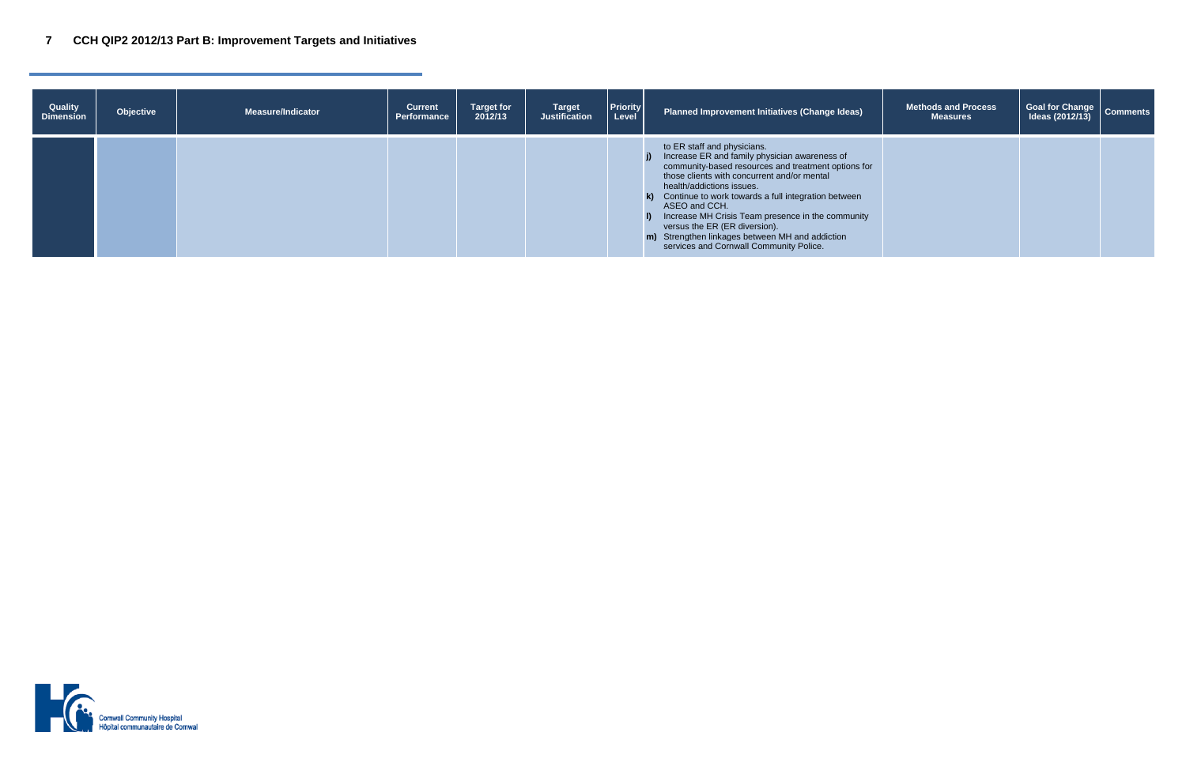## 7 CCH QIP2 2012/13 Part B: Improvement Targets and Initiatives

| Quality Dimension | Objective | Measure/Indicator | Current Performance | Target for 2012/13 | Target Justification | Priority Level | Planned Improvement Initiatives (Change Ideas) | Methods and Process Measures | Goal for Change Ideas (2012/13) | Comments |
|---|---|---|---|---|---|---|---|---|---|---|
| | | | | | | | to ER staff and physicians.<br>**j)** Increase ER and family physician awareness of community-based resources and treatment options for those clients with concurrent and/or mental health/addictions issues.<br>**k)** Continue to work towards a full integration between ASEO and CCH.<br>**l)** Increase MH Crisis Team presence in the community versus the ER (ER diversion).<br>**m)** Strengthen linkages between MH and addiction services and Cornwall Community Police. | | | |

Cornwall Community Hospital
Hôpital communautaire de Cornwall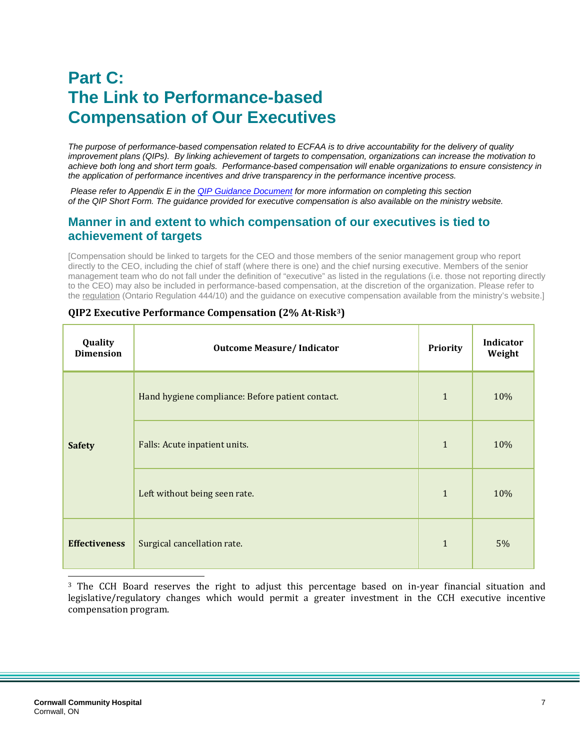# Part C: The Link to Performance-based Compensation of Our Executives

*The purpose of performance-based compensation related to ECFAA is to drive accountability for the delivery of quality improvement plans (QIPs). By linking achievement of targets to compensation, organizations can increase the motivation to achieve both long and short term goals. Performance-based compensation will enable organizations to ensure consistency in the application of performance incentives and drive transparency in the performance incentive process.*

*Please refer to Appendix E in the QIP Guidance Document for more information on completing this section of the QIP Short Form. The guidance provided for executive compensation is also available on the ministry website.*

## Manner in and extent to which compensation of our executives is tied to achievement of targets

[Compensation should be linked to targets for the CEO and those members of the senior management group who report directly to the CEO, including the chief of staff (where there is one) and the chief nursing executive. Members of the senior management team who do not fall under the definition of "executive" as listed in the regulations (i.e. those not reporting directly to the CEO) may also be included in performance-based compensation, at the discretion of the organization. Please refer to the regulation (Ontario Regulation 444/10) and the guidance on executive compensation available from the ministry's website.]

**QIP2 Executive Performance Compensation (2% At-Risk[3])**

| Quality Dimension | Outcome Measure/ Indicator | Priority | Indicator Weight |
|---|---|---|---|
| **Safety** | Hand hygiene compliance: Before patient contact. | 1 | 10% |
| | Falls: Acute inpatient units. | 1 | 10% |
| | Left without being seen rate. | 1 | 10% |
| **Effectiveness** | Surgical cancellation rate. | 1 | 5% |

[3] The CCH Board reserves the right to adjust this percentage based on in-year financial situation and legislative/regulatory changes which would permit a greater investment in the CCH executive incentive compensation program.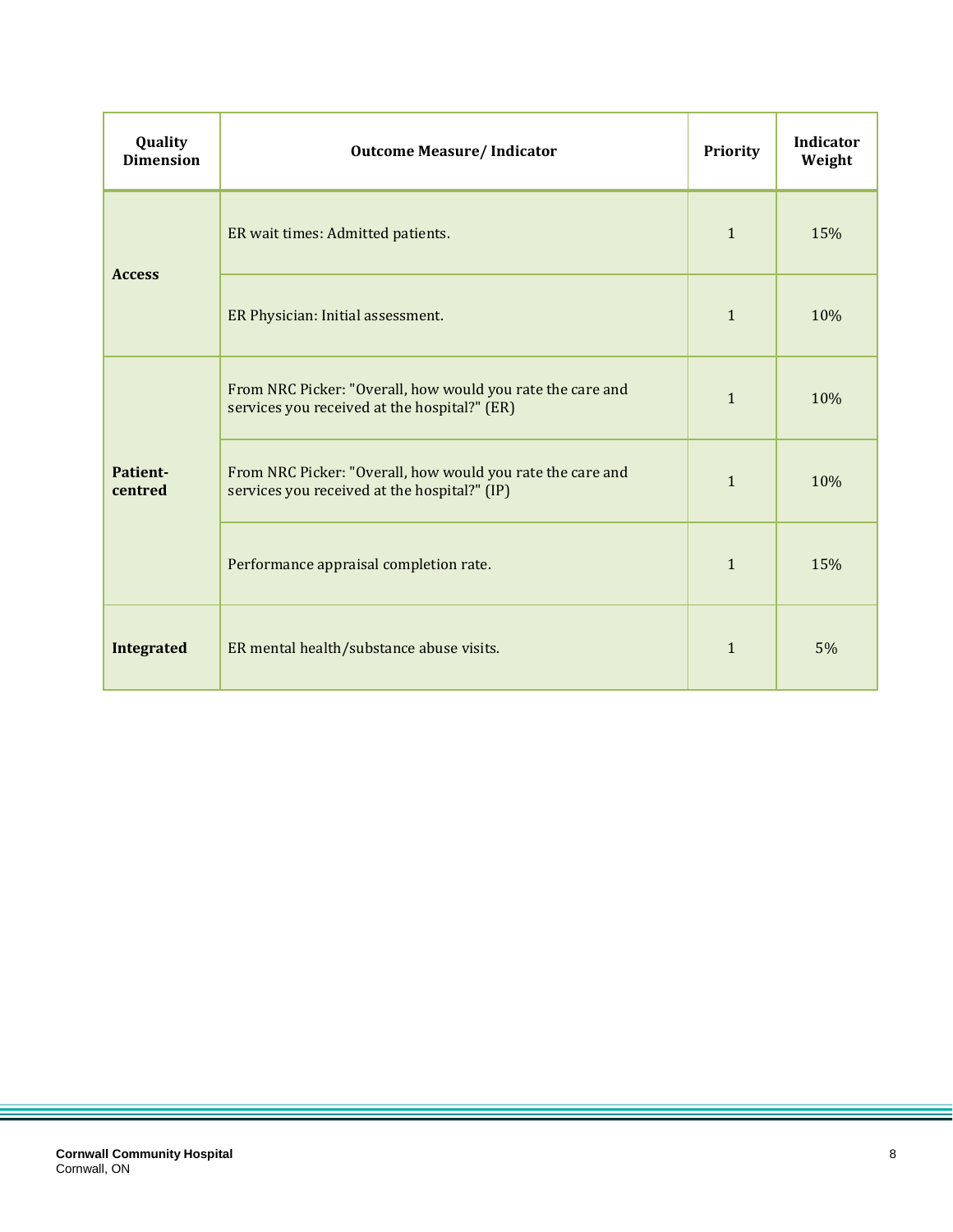| Quality Dimension | Outcome Measure/ Indicator | Priority | Indicator Weight |
|---|---|---|---|
| Access | ER wait times: Admitted patients. | 1 | 15% |
| | ER Physician: Initial assessment. | 1 | 10% |
| Patient-centred | From NRC Picker: "Overall, how would you rate the care and services you received at the hospital?" (ER) | 1 | 10% |
| | From NRC Picker: "Overall, how would you rate the care and services you received at the hospital?" (IP) | 1 | 10% |
| | Performance appraisal completion rate. | 1 | 15% |
| Integrated | ER mental health/substance abuse visits. | 1 | 5% |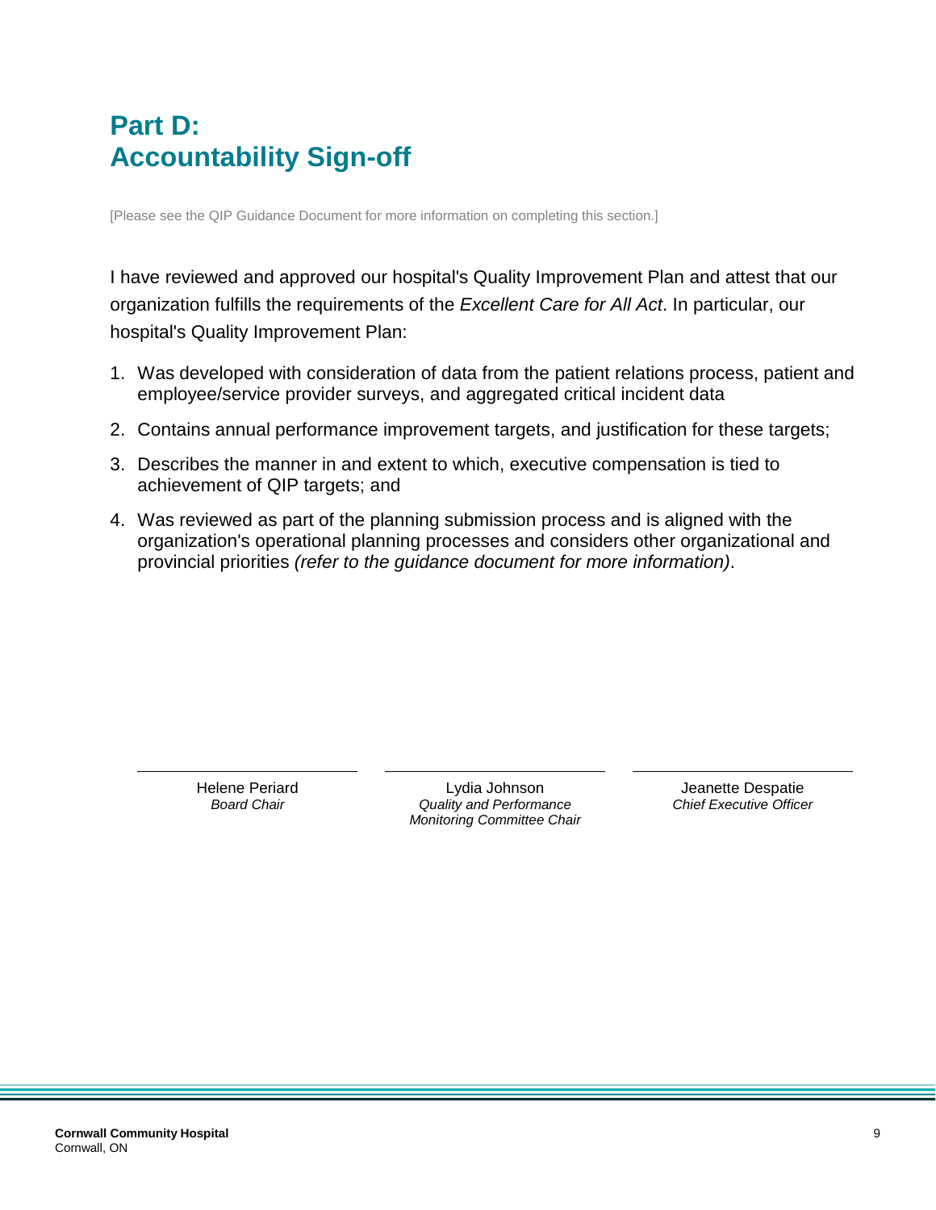# Part D: Accountability Sign-off

[Please see the QIP Guidance Document for more information on completing this section.]

I have reviewed and approved our hospital's Quality Improvement Plan and attest that our organization fulfills the requirements of the *Excellent Care for All Act*. In particular, our hospital's Quality Improvement Plan:

1. Was developed with consideration of data from the patient relations process, patient and employee/service provider surveys, and aggregated critical incident data
2. Contains annual performance improvement targets, and justification for these targets;
3. Describes the manner in and extent to which, executive compensation is tied to achievement of QIP targets; and
4. Was reviewed as part of the planning submission process and is aligned with the organization's operational planning processes and considers other organizational and provincial priorities *(refer to the guidance document for more information)*.

| | | |
|---|---|---|
| Helene Periard<br>*Board Chair* | Lydia Johnson<br>*Quality and Performance Monitoring Committee Chair* | Jeanette Despatie<br>*Chief Executive Officer* |

**Cornwall Community Hospital**
Cornwall, ON